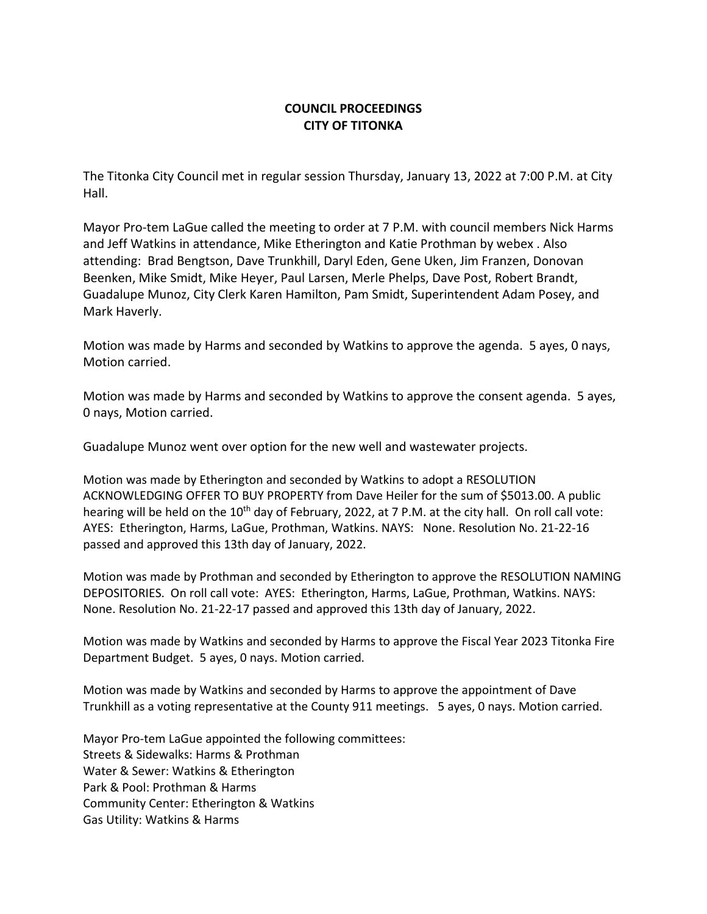# COUNCIL PROCEEDINGS
# CITY OF TITONKA

The Titonka City Council met in regular session Thursday, January 13, 2022 at 7:00 P.M. at City Hall.

Mayor Pro-tem LaGue called the meeting to order at 7 P.M. with council members Nick Harms and Jeff Watkins in attendance, Mike Etherington and Katie Prothman by webex . Also attending: Brad Bengtson, Dave Trunkhill, Daryl Eden, Gene Uken, Jim Franzen, Donovan Beenken, Mike Smidt, Mike Heyer, Paul Larsen, Merle Phelps, Dave Post, Robert Brandt, Guadalupe Munoz, City Clerk Karen Hamilton, Pam Smidt, Superintendent Adam Posey, and Mark Haverly.

Motion was made by Harms and seconded by Watkins to approve the agenda. 5 ayes, 0 nays, Motion carried.

Motion was made by Harms and seconded by Watkins to approve the consent agenda. 5 ayes, 0 nays, Motion carried.

Guadalupe Munoz went over option for the new well and wastewater projects.

Motion was made by Etherington and seconded by Watkins to adopt a RESOLUTION ACKNOWLEDGING OFFER TO BUY PROPERTY from Dave Heiler for the sum of $5013.00. A public hearing will be held on the 10th day of February, 2022, at 7 P.M. at the city hall. On roll call vote: AYES: Etherington, Harms, LaGue, Prothman, Watkins. NAYS: None. Resolution No. 21-22-16 passed and approved this 13th day of January, 2022.

Motion was made by Prothman and seconded by Etherington to approve the RESOLUTION NAMING DEPOSITORIES. On roll call vote: AYES: Etherington, Harms, LaGue, Prothman, Watkins. NAYS: None. Resolution No. 21-22-17 passed and approved this 13th day of January, 2022.

Motion was made by Watkins and seconded by Harms to approve the Fiscal Year 2023 Titonka Fire Department Budget. 5 ayes, 0 nays. Motion carried.

Motion was made by Watkins and seconded by Harms to approve the appointment of Dave Trunkhill as a voting representative at the County 911 meetings. 5 ayes, 0 nays. Motion carried.

Mayor Pro-tem LaGue appointed the following committees:
Streets & Sidewalks: Harms & Prothman
Water & Sewer: Watkins & Etherington
Park & Pool: Prothman & Harms
Community Center: Etherington & Watkins
Gas Utility: Watkins & Harms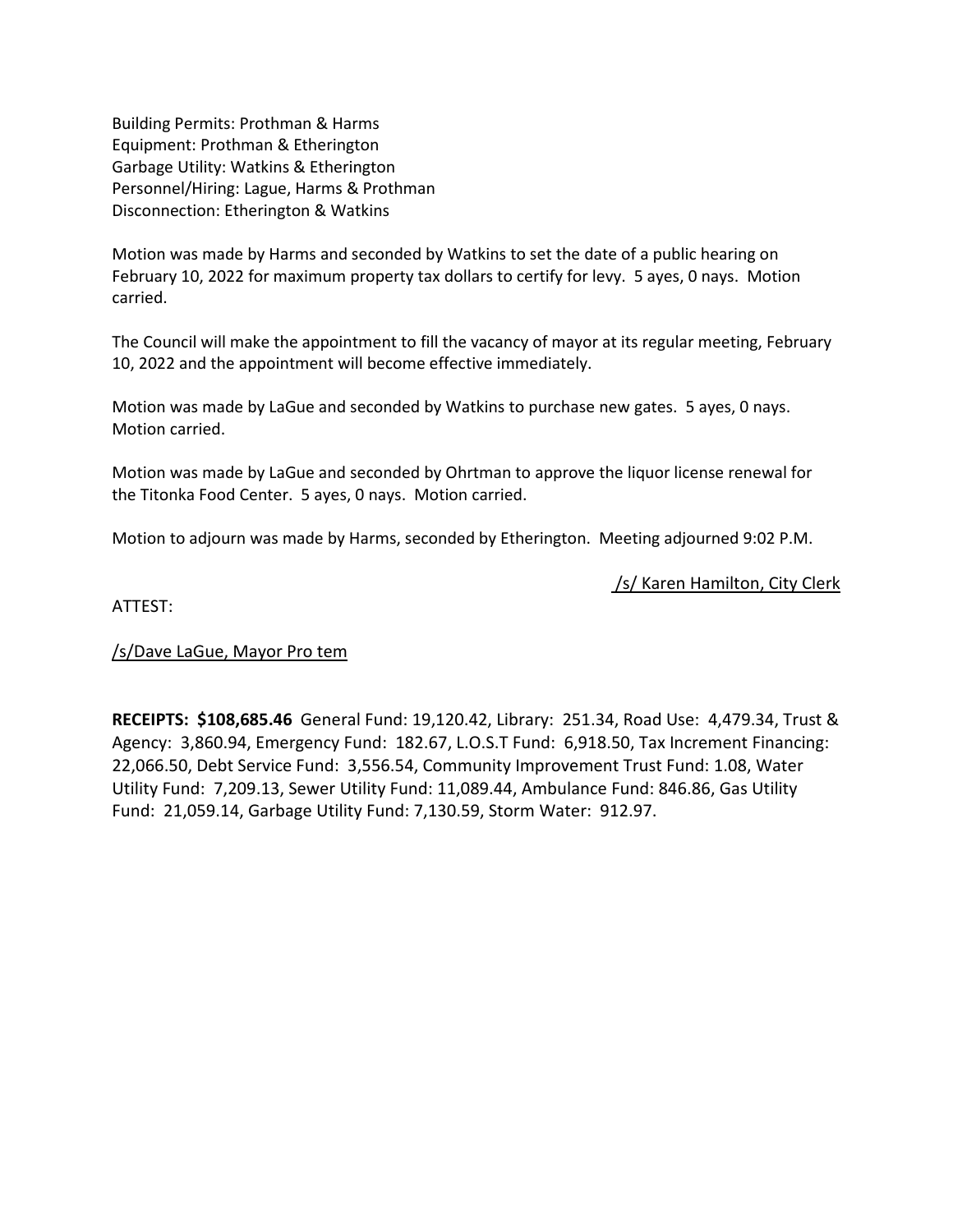Building Permits: Prothman & Harms
Equipment: Prothman & Etherington
Garbage Utility: Watkins & Etherington
Personnel/Hiring: Lague, Harms & Prothman
Disconnection: Etherington & Watkins

Motion was made by Harms and seconded by Watkins to set the date of a public hearing on February 10, 2022 for maximum property tax dollars to certify for levy. 5 ayes, 0 nays. Motion carried.

The Council will make the appointment to fill the vacancy of mayor at its regular meeting, February 10, 2022 and the appointment will become effective immediately.

Motion was made by LaGue and seconded by Watkins to purchase new gates. 5 ayes, 0 nays. Motion carried.

Motion was made by LaGue and seconded by Ohrtman to approve the liquor license renewal for the Titonka Food Center. 5 ayes, 0 nays. Motion carried.

Motion to adjourn was made by Harms, seconded by Etherington. Meeting adjourned 9:02 P.M.

/s/ Karen Hamilton, City Clerk

ATTEST:

/s/Dave LaGue, Mayor Pro tem

**RECEIPTS: $108,685.46** General Fund: 19,120.42, Library: 251.34, Road Use: 4,479.34, Trust & Agency: 3,860.94, Emergency Fund: 182.67, L.O.S.T Fund: 6,918.50, Tax Increment Financing: 22,066.50, Debt Service Fund: 3,556.54, Community Improvement Trust Fund: 1.08, Water Utility Fund: 7,209.13, Sewer Utility Fund: 11,089.44, Ambulance Fund: 846.86, Gas Utility Fund: 21,059.14, Garbage Utility Fund: 7,130.59, Storm Water: 912.97.